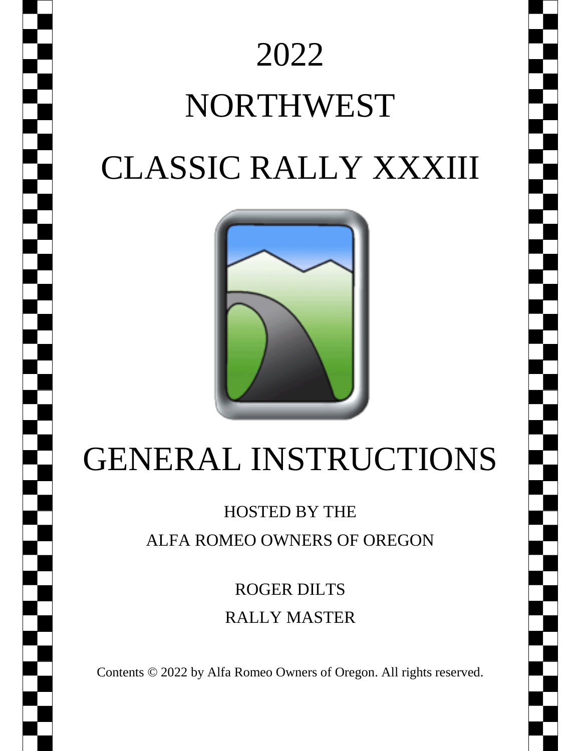# 2022

# NORTHWEST

# CLASSIC RALLY XXXIII

# GENERAL INSTRUCTIONS

HOSTED BY THE

ALFA ROMEO OWNERS OF OREGON

ROGER DILTS

RALLY MASTER

Contents © 2022 by Alfa Romeo Owners of Oregon. All rights reserved.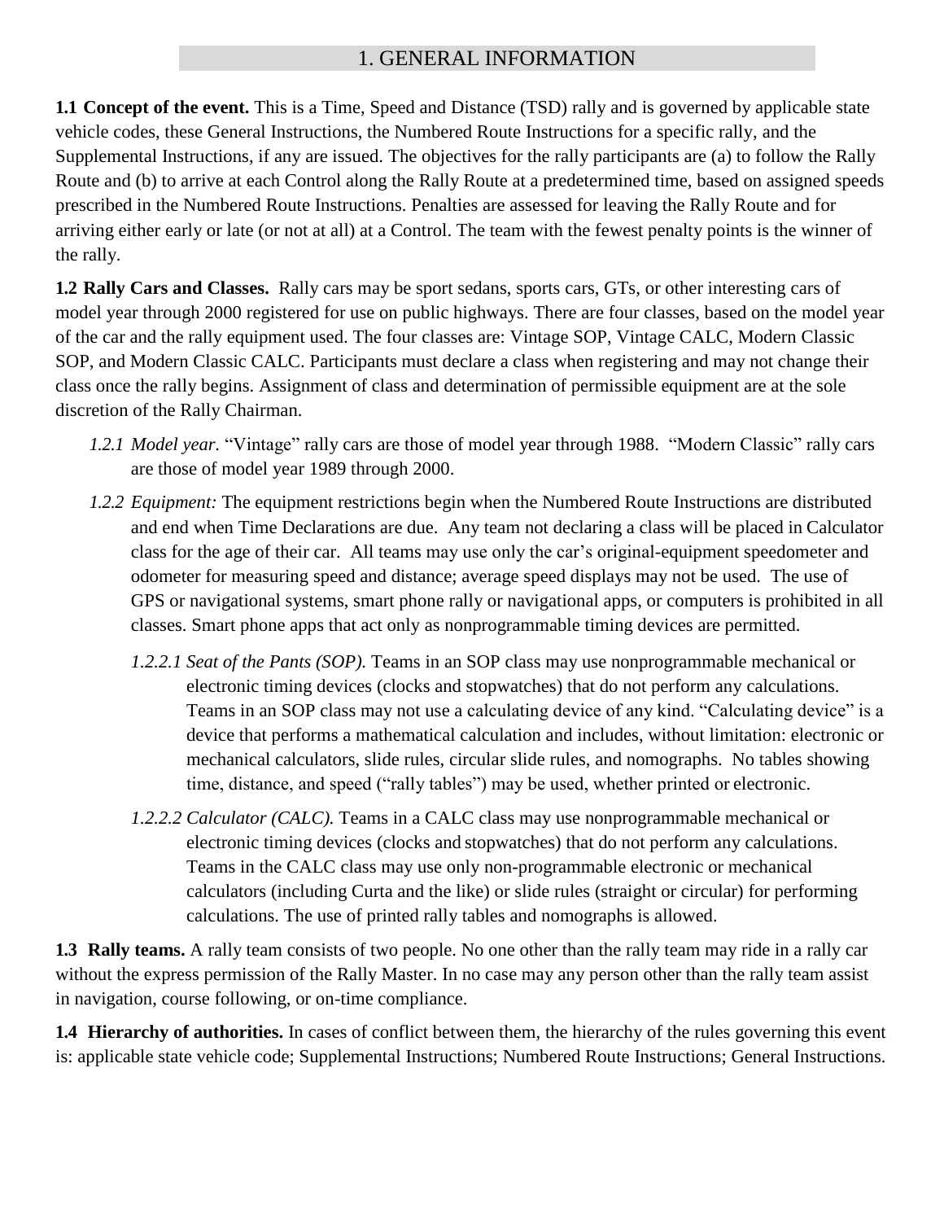# 1. GENERAL INFORMATION

**1.1 Concept of the event.** This is a Time, Speed and Distance (TSD) rally and is governed by applicable state vehicle codes, these General Instructions, the Numbered Route Instructions for a specific rally, and the Supplemental Instructions, if any are issued. The objectives for the rally participants are (a) to follow the Rally Route and (b) to arrive at each Control along the Rally Route at a predetermined time, based on assigned speeds prescribed in the Numbered Route Instructions. Penalties are assessed for leaving the Rally Route and for arriving either early or late (or not at all) at a Control. The team with the fewest penalty points is the winner of the rally.

**1.2 Rally Cars and Classes.** Rally cars may be sport sedans, sports cars, GTs, or other interesting cars of model year through 2000 registered for use on public highways. There are four classes, based on the model year of the car and the rally equipment used. The four classes are: Vintage SOP, Vintage CALC, Modern Classic SOP, and Modern Classic CALC. Participants must declare a class when registering and may not change their class once the rally begins. Assignment of class and determination of permissible equipment are at the sole discretion of the Rally Chairman.

*1.2.1 Model year.* "Vintage" rally cars are those of model year through 1988. "Modern Classic" rally cars are those of model year 1989 through 2000.

*1.2.2 Equipment:* The equipment restrictions begin when the Numbered Route Instructions are distributed and end when Time Declarations are due. Any team not declaring a class will be placed in Calculator class for the age of their car. All teams may use only the car's original-equipment speedometer and odometer for measuring speed and distance; average speed displays may not be used. The use of GPS or navigational systems, smart phone rally or navigational apps, or computers is prohibited in all classes. Smart phone apps that act only as nonprogrammable timing devices are permitted.

*1.2.2.1 Seat of the Pants (SOP).* Teams in an SOP class may use nonprogrammable mechanical or electronic timing devices (clocks and stopwatches) that do not perform any calculations. Teams in an SOP class may not use a calculating device of any kind. "Calculating device" is a device that performs a mathematical calculation and includes, without limitation: electronic or mechanical calculators, slide rules, circular slide rules, and nomographs. No tables showing time, distance, and speed ("rally tables") may be used, whether printed or electronic.

*1.2.2.2 Calculator (CALC).* Teams in a CALC class may use nonprogrammable mechanical or electronic timing devices (clocks and stopwatches) that do not perform any calculations. Teams in the CALC class may use only non-programmable electronic or mechanical calculators (including Curta and the like) or slide rules (straight or circular) for performing calculations. The use of printed rally tables and nomographs is allowed.

**1.3 Rally teams.** A rally team consists of two people. No one other than the rally team may ride in a rally car without the express permission of the Rally Master. In no case may any person other than the rally team assist in navigation, course following, or on-time compliance.

**1.4 Hierarchy of authorities.** In cases of conflict between them, the hierarchy of the rules governing this event is: applicable state vehicle code; Supplemental Instructions; Numbered Route Instructions; General Instructions.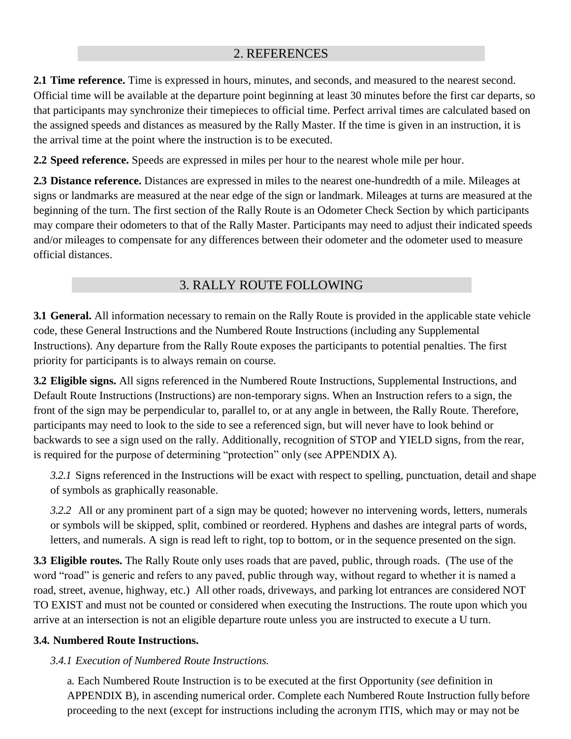## 2. REFERENCES

**2.1 Time reference.** Time is expressed in hours, minutes, and seconds, and measured to the nearest second. Official time will be available at the departure point beginning at least 30 minutes before the first car departs, so that participants may synchronize their timepieces to official time. Perfect arrival times are calculated based on the assigned speeds and distances as measured by the Rally Master. If the time is given in an instruction, it is the arrival time at the point where the instruction is to be executed.

**2.2 Speed reference.** Speeds are expressed in miles per hour to the nearest whole mile per hour.

**2.3 Distance reference.** Distances are expressed in miles to the nearest one-hundredth of a mile. Mileages at signs or landmarks are measured at the near edge of the sign or landmark. Mileages at turns are measured at the beginning of the turn. The first section of the Rally Route is an Odometer Check Section by which participants may compare their odometers to that of the Rally Master. Participants may need to adjust their indicated speeds and/or mileages to compensate for any differences between their odometer and the odometer used to measure official distances.

## 3. RALLY ROUTE FOLLOWING

**3.1 General.** All information necessary to remain on the Rally Route is provided in the applicable state vehicle code, these General Instructions and the Numbered Route Instructions (including any Supplemental Instructions). Any departure from the Rally Route exposes the participants to potential penalties. The first priority for participants is to always remain on course.

**3.2 Eligible signs.** All signs referenced in the Numbered Route Instructions, Supplemental Instructions, and Default Route Instructions (Instructions) are non-temporary signs. When an Instruction refers to a sign, the front of the sign may be perpendicular to, parallel to, or at any angle in between, the Rally Route. Therefore, participants may need to look to the side to see a referenced sign, but will never have to look behind or backwards to see a sign used on the rally. Additionally, recognition of STOP and YIELD signs, from the rear, is required for the purpose of determining "protection" only (see APPENDIX A).

*3.2.1* Signs referenced in the Instructions will be exact with respect to spelling, punctuation, detail and shape of symbols as graphically reasonable.

*3.2.2* All or any prominent part of a sign may be quoted; however no intervening words, letters, numerals or symbols will be skipped, split, combined or reordered. Hyphens and dashes are integral parts of words, letters, and numerals. A sign is read left to right, top to bottom, or in the sequence presented on the sign.

**3.3 Eligible routes.** The Rally Route only uses roads that are paved, public, through roads. (The use of the word "road" is generic and refers to any paved, public through way, without regard to whether it is named a road, street, avenue, highway, etc.) All other roads, driveways, and parking lot entrances are considered NOT TO EXIST and must not be counted or considered when executing the Instructions. The route upon which you arrive at an intersection is not an eligible departure route unless you are instructed to execute a U turn.

**3.4. Numbered Route Instructions.**

*3.4.1 Execution of Numbered Route Instructions.*

a. Each Numbered Route Instruction is to be executed at the first Opportunity (*see* definition in APPENDIX B), in ascending numerical order. Complete each Numbered Route Instruction fully before proceeding to the next (except for instructions including the acronym ITIS, which may or may not be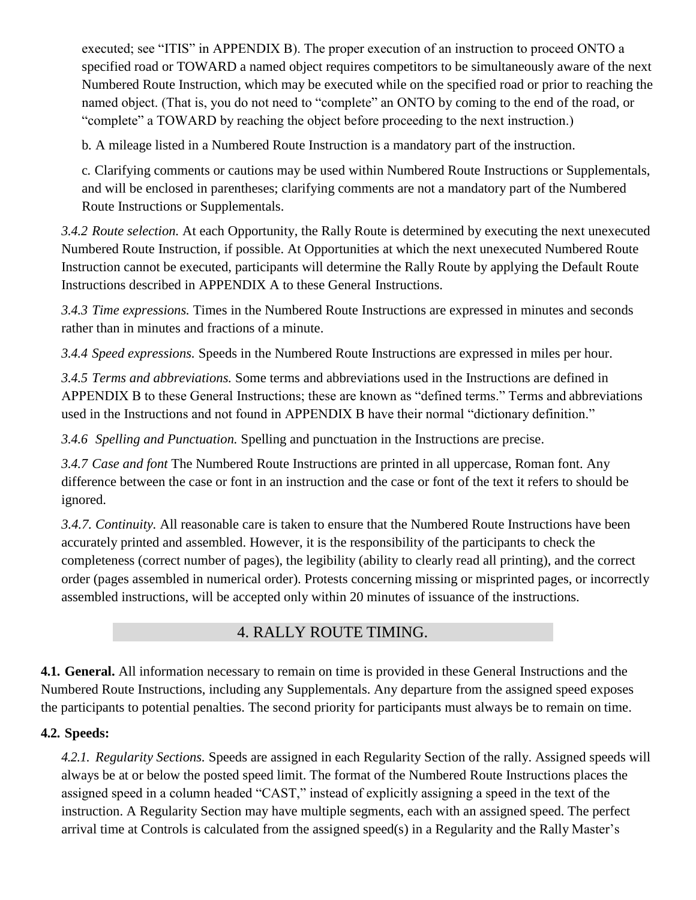executed; see "ITIS" in APPENDIX B). The proper execution of an instruction to proceed ONTO a specified road or TOWARD a named object requires competitors to be simultaneously aware of the next Numbered Route Instruction, which may be executed while on the specified road or prior to reaching the named object. (That is, you do not need to "complete" an ONTO by coming to the end of the road, or "complete" a TOWARD by reaching the object before proceeding to the next instruction.)

b. A mileage listed in a Numbered Route Instruction is a mandatory part of the instruction.

c. Clarifying comments or cautions may be used within Numbered Route Instructions or Supplementals, and will be enclosed in parentheses; clarifying comments are not a mandatory part of the Numbered Route Instructions or Supplementals.

*3.4.2 Route selection.* At each Opportunity, the Rally Route is determined by executing the next unexecuted Numbered Route Instruction, if possible. At Opportunities at which the next unexecuted Numbered Route Instruction cannot be executed, participants will determine the Rally Route by applying the Default Route Instructions described in APPENDIX A to these General Instructions.

*3.4.3 Time expressions.* Times in the Numbered Route Instructions are expressed in minutes and seconds rather than in minutes and fractions of a minute.

*3.4.4 Speed expressions.* Speeds in the Numbered Route Instructions are expressed in miles per hour.

*3.4.5 Terms and abbreviations.* Some terms and abbreviations used in the Instructions are defined in APPENDIX B to these General Instructions; these are known as "defined terms." Terms and abbreviations used in the Instructions and not found in APPENDIX B have their normal "dictionary definition."

*3.4.6 Spelling and Punctuation.* Spelling and punctuation in the Instructions are precise.

*3.4.7 Case and font* The Numbered Route Instructions are printed in all uppercase, Roman font. Any difference between the case or font in an instruction and the case or font of the text it refers to should be ignored.

*3.4.7. Continuity.* All reasonable care is taken to ensure that the Numbered Route Instructions have been accurately printed and assembled. However, it is the responsibility of the participants to check the completeness (correct number of pages), the legibility (ability to clearly read all printing), and the correct order (pages assembled in numerical order). Protests concerning missing or misprinted pages, or incorrectly assembled instructions, will be accepted only within 20 minutes of issuance of the instructions.

## 4. RALLY ROUTE TIMING.

**4.1. General.** All information necessary to remain on time is provided in these General Instructions and the Numbered Route Instructions, including any Supplementals. Any departure from the assigned speed exposes the participants to potential penalties. The second priority for participants must always be to remain on time.

**4.2. Speeds:**

*4.2.1. Regularity Sections.* Speeds are assigned in each Regularity Section of the rally. Assigned speeds will always be at or below the posted speed limit. The format of the Numbered Route Instructions places the assigned speed in a column headed "CAST," instead of explicitly assigning a speed in the text of the instruction. A Regularity Section may have multiple segments, each with an assigned speed. The perfect arrival time at Controls is calculated from the assigned speed(s) in a Regularity and the Rally Master's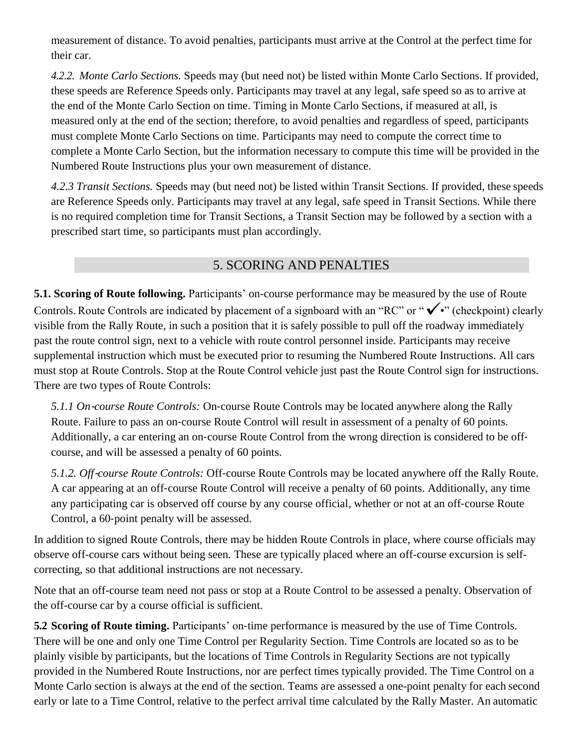measurement of distance. To avoid penalties, participants must arrive at the Control at the perfect time for their car.

*4.2.2. Monte Carlo Sections.* Speeds may (but need not) be listed within Monte Carlo Sections. If provided, these speeds are Reference Speeds only. Participants may travel at any legal, safe speed so as to arrive at the end of the Monte Carlo Section on time. Timing in Monte Carlo Sections, if measured at all, is measured only at the end of the section; therefore, to avoid penalties and regardless of speed, participants must complete Monte Carlo Sections on time. Participants may need to compute the correct time to complete a Monte Carlo Section, but the information necessary to compute this time will be provided in the Numbered Route Instructions plus your own measurement of distance.

*4.2.3 Transit Sections.* Speeds may (but need not) be listed within Transit Sections. If provided, these speeds are Reference Speeds only. Participants may travel at any legal, safe speed in Transit Sections. While there is no required completion time for Transit Sections, a Transit Section may be followed by a section with a prescribed start time, so participants must plan accordingly.

## 5. SCORING AND PENALTIES

**5.1. Scoring of Route following.** Participants' on-course performance may be measured by the use of Route Controls. Route Controls are indicated by placement of a signboard with an "RC" or "✓•" (checkpoint) clearly visible from the Rally Route, in such a position that it is safely possible to pull off the roadway immediately past the route control sign, next to a vehicle with route control personnel inside. Participants may receive supplemental instruction which must be executed prior to resuming the Numbered Route Instructions. All cars must stop at Route Controls. Stop at the Route Control vehicle just past the Route Control sign for instructions. There are two types of Route Controls:

*5.1.1 On-course Route Controls:* On-course Route Controls may be located anywhere along the Rally Route. Failure to pass an on-course Route Control will result in assessment of a penalty of 60 points. Additionally, a car entering an on-course Route Control from the wrong direction is considered to be off-course, and will be assessed a penalty of 60 points.

*5.1.2. Off-course Route Controls:* Off-course Route Controls may be located anywhere off the Rally Route. A car appearing at an off-course Route Control will receive a penalty of 60 points. Additionally, any time any participating car is observed off course by any course official, whether or not at an off-course Route Control, a 60-point penalty will be assessed.

In addition to signed Route Controls, there may be hidden Route Controls in place, where course officials may observe off-course cars without being seen. These are typically placed where an off-course excursion is self-correcting, so that additional instructions are not necessary.

Note that an off-course team need not pass or stop at a Route Control to be assessed a penalty. Observation of the off-course car by a course official is sufficient.

**5.2 Scoring of Route timing.** Participants' on-time performance is measured by the use of Time Controls. There will be one and only one Time Control per Regularity Section. Time Controls are located so as to be plainly visible by participants, but the locations of Time Controls in Regularity Sections are not typically provided in the Numbered Route Instructions, nor are perfect times typically provided. The Time Control on a Monte Carlo section is always at the end of the section. Teams are assessed a one-point penalty for each second early or late to a Time Control, relative to the perfect arrival time calculated by the Rally Master. An automatic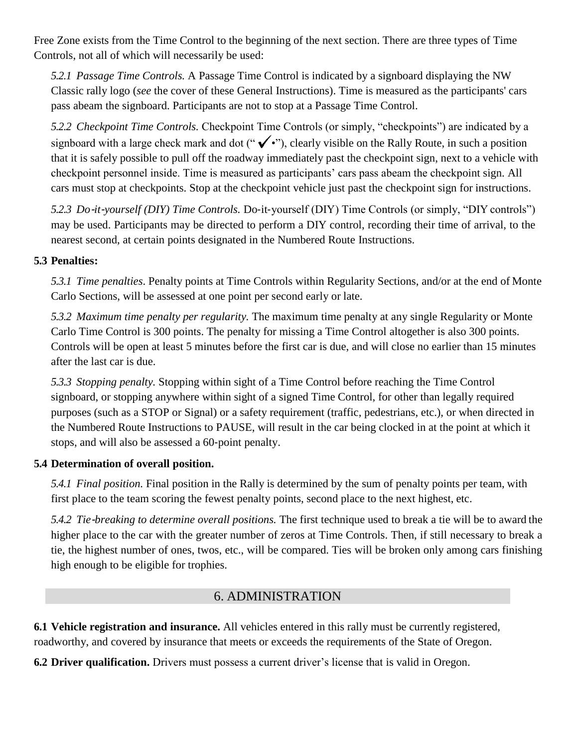Free Zone exists from the Time Control to the beginning of the next section. There are three types of Time Controls, not all of which will necessarily be used:

*5.2.1 Passage Time Controls.* A Passage Time Control is indicated by a signboard displaying the NW Classic rally logo (*see* the cover of these General Instructions). Time is measured as the participants' cars pass abeam the signboard. Participants are not to stop at a Passage Time Control.

*5.2.2 Checkpoint Time Controls.* Checkpoint Time Controls (or simply, "checkpoints") are indicated by a signboard with a large check mark and dot ("✓•"), clearly visible on the Rally Route, in such a position that it is safely possible to pull off the roadway immediately past the checkpoint sign, next to a vehicle with checkpoint personnel inside. Time is measured as participants' cars pass abeam the checkpoint sign. All cars must stop at checkpoints. Stop at the checkpoint vehicle just past the checkpoint sign for instructions.

*5.2.3 Do-it-yourself (DIY) Time Controls.* Do-it-yourself (DIY) Time Controls (or simply, "DIY controls") may be used. Participants may be directed to perform a DIY control, recording their time of arrival, to the nearest second, at certain points designated in the Numbered Route Instructions.

**5.3 Penalties:**

*5.3.1 Time penalties*. Penalty points at Time Controls within Regularity Sections, and/or at the end of Monte Carlo Sections, will be assessed at one point per second early or late.

*5.3.2 Maximum time penalty per regularity.* The maximum time penalty at any single Regularity or Monte Carlo Time Control is 300 points. The penalty for missing a Time Control altogether is also 300 points. Controls will be open at least 5 minutes before the first car is due, and will close no earlier than 15 minutes after the last car is due.

*5.3.3 Stopping penalty.* Stopping within sight of a Time Control before reaching the Time Control signboard, or stopping anywhere within sight of a signed Time Control, for other than legally required purposes (such as a STOP or Signal) or a safety requirement (traffic, pedestrians, etc.), or when directed in the Numbered Route Instructions to PAUSE, will result in the car being clocked in at the point at which it stops, and will also be assessed a 60-point penalty.

**5.4 Determination of overall position.**

*5.4.1 Final position.* Final position in the Rally is determined by the sum of penalty points per team, with first place to the team scoring the fewest penalty points, second place to the next highest, etc.

*5.4.2 Tie-breaking to determine overall positions.* The first technique used to break a tie will be to award the higher place to the car with the greater number of zeros at Time Controls. Then, if still necessary to break a tie, the highest number of ones, twos, etc., will be compared. Ties will be broken only among cars finishing high enough to be eligible for trophies.

## 6. ADMINISTRATION

**6.1 Vehicle registration and insurance.** All vehicles entered in this rally must be currently registered, roadworthy, and covered by insurance that meets or exceeds the requirements of the State of Oregon.

**6.2 Driver qualification.** Drivers must possess a current driver's license that is valid in Oregon.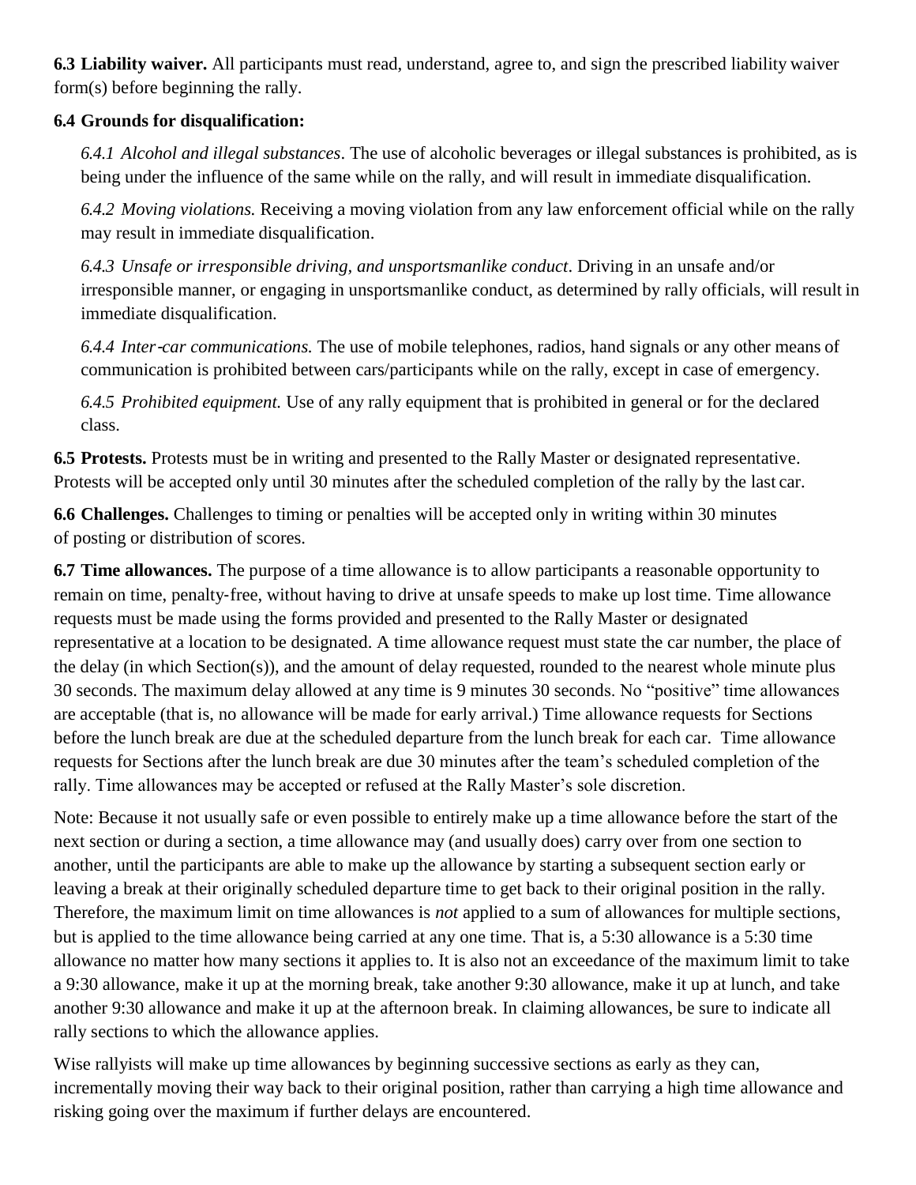**6.3 Liability waiver.** All participants must read, understand, agree to, and sign the prescribed liability waiver form(s) before beginning the rally.

**6.4 Grounds for disqualification:**

*6.4.1 Alcohol and illegal substances*. The use of alcoholic beverages or illegal substances is prohibited, as is being under the influence of the same while on the rally, and will result in immediate disqualification.

*6.4.2 Moving violations.* Receiving a moving violation from any law enforcement official while on the rally may result in immediate disqualification.

*6.4.3 Unsafe or irresponsible driving, and unsportsmanlike conduct*. Driving in an unsafe and/or irresponsible manner, or engaging in unsportsmanlike conduct, as determined by rally officials, will result in immediate disqualification.

*6.4.4 Inter-car communications.* The use of mobile telephones, radios, hand signals or any other means of communication is prohibited between cars/participants while on the rally, except in case of emergency.

*6.4.5 Prohibited equipment.* Use of any rally equipment that is prohibited in general or for the declared class.

**6.5 Protests.** Protests must be in writing and presented to the Rally Master or designated representative. Protests will be accepted only until 30 minutes after the scheduled completion of the rally by the last car.

**6.6 Challenges.** Challenges to timing or penalties will be accepted only in writing within 30 minutes of posting or distribution of scores.

**6.7 Time allowances.** The purpose of a time allowance is to allow participants a reasonable opportunity to remain on time, penalty-free, without having to drive at unsafe speeds to make up lost time. Time allowance requests must be made using the forms provided and presented to the Rally Master or designated representative at a location to be designated. A time allowance request must state the car number, the place of the delay (in which Section(s)), and the amount of delay requested, rounded to the nearest whole minute plus 30 seconds. The maximum delay allowed at any time is 9 minutes 30 seconds. No "positive" time allowances are acceptable (that is, no allowance will be made for early arrival.) Time allowance requests for Sections before the lunch break are due at the scheduled departure from the lunch break for each car. Time allowance requests for Sections after the lunch break are due 30 minutes after the team's scheduled completion of the rally. Time allowances may be accepted or refused at the Rally Master's sole discretion.

Note: Because it not usually safe or even possible to entirely make up a time allowance before the start of the next section or during a section, a time allowance may (and usually does) carry over from one section to another, until the participants are able to make up the allowance by starting a subsequent section early or leaving a break at their originally scheduled departure time to get back to their original position in the rally. Therefore, the maximum limit on time allowances is *not* applied to a sum of allowances for multiple sections, but is applied to the time allowance being carried at any one time. That is, a 5:30 allowance is a 5:30 time allowance no matter how many sections it applies to. It is also not an exceedance of the maximum limit to take a 9:30 allowance, make it up at the morning break, take another 9:30 allowance, make it up at lunch, and take another 9:30 allowance and make it up at the afternoon break. In claiming allowances, be sure to indicate all rally sections to which the allowance applies.

Wise rallyists will make up time allowances by beginning successive sections as early as they can, incrementally moving their way back to their original position, rather than carrying a high time allowance and risking going over the maximum if further delays are encountered.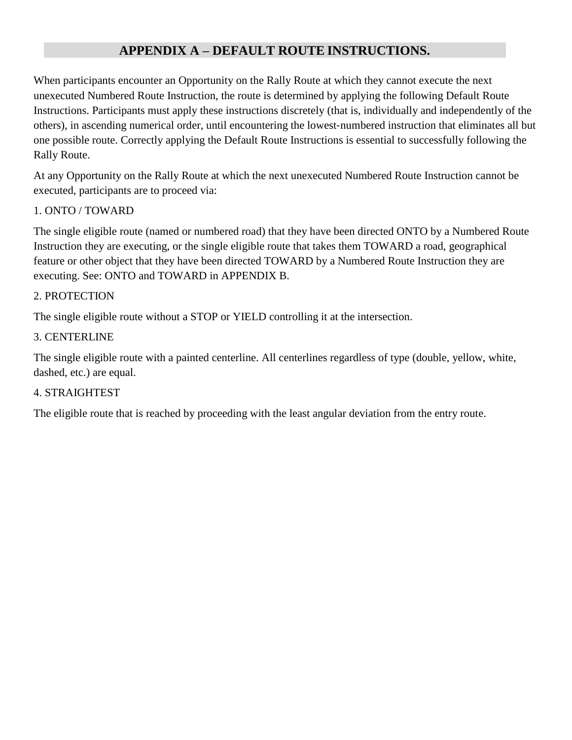## APPENDIX A – DEFAULT ROUTE INSTRUCTIONS.

When participants encounter an Opportunity on the Rally Route at which they cannot execute the next unexecuted Numbered Route Instruction, the route is determined by applying the following Default Route Instructions. Participants must apply these instructions discretely (that is, individually and independently of the others), in ascending numerical order, until encountering the lowest-numbered instruction that eliminates all but one possible route. Correctly applying the Default Route Instructions is essential to successfully following the Rally Route.

At any Opportunity on the Rally Route at which the next unexecuted Numbered Route Instruction cannot be executed, participants are to proceed via:

1. ONTO / TOWARD

The single eligible route (named or numbered road) that they have been directed ONTO by a Numbered Route Instruction they are executing, or the single eligible route that takes them TOWARD a road, geographical feature or other object that they have been directed TOWARD by a Numbered Route Instruction they are executing. See: ONTO and TOWARD in APPENDIX B.

2. PROTECTION

The single eligible route without a STOP or YIELD controlling it at the intersection.

3. CENTERLINE

The single eligible route with a painted centerline. All centerlines regardless of type (double, yellow, white, dashed, etc.) are equal.

4. STRAIGHTEST

The eligible route that is reached by proceeding with the least angular deviation from the entry route.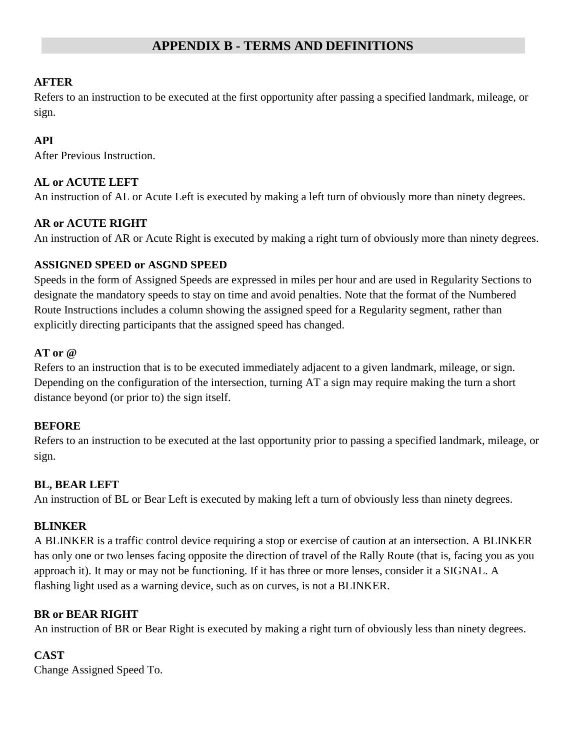## APPENDIX B - TERMS AND DEFINITIONS

**AFTER**
Refers to an instruction to be executed at the first opportunity after passing a specified landmark, mileage, or sign.

**API**
After Previous Instruction.

**AL or ACUTE LEFT**
An instruction of AL or Acute Left is executed by making a left turn of obviously more than ninety degrees.

**AR or ACUTE RIGHT**
An instruction of AR or Acute Right is executed by making a right turn of obviously more than ninety degrees.

**ASSIGNED SPEED or ASGND SPEED**
Speeds in the form of Assigned Speeds are expressed in miles per hour and are used in Regularity Sections to designate the mandatory speeds to stay on time and avoid penalties. Note that the format of the Numbered Route Instructions includes a column showing the assigned speed for a Regularity segment, rather than explicitly directing participants that the assigned speed has changed.

**AT or @**
Refers to an instruction that is to be executed immediately adjacent to a given landmark, mileage, or sign. Depending on the configuration of the intersection, turning AT a sign may require making the turn a short distance beyond (or prior to) the sign itself.

**BEFORE**
Refers to an instruction to be executed at the last opportunity prior to passing a specified landmark, mileage, or sign.

**BL, BEAR LEFT**
An instruction of BL or Bear Left is executed by making left a turn of obviously less than ninety degrees.

**BLINKER**
A BLINKER is a traffic control device requiring a stop or exercise of caution at an intersection. A BLINKER has only one or two lenses facing opposite the direction of travel of the Rally Route (that is, facing you as you approach it). It may or may not be functioning. If it has three or more lenses, consider it a SIGNAL. A flashing light used as a warning device, such as on curves, is not a BLINKER.

**BR or BEAR RIGHT**
An instruction of BR or Bear Right is executed by making a right turn of obviously less than ninety degrees.

**CAST**
Change Assigned Speed To.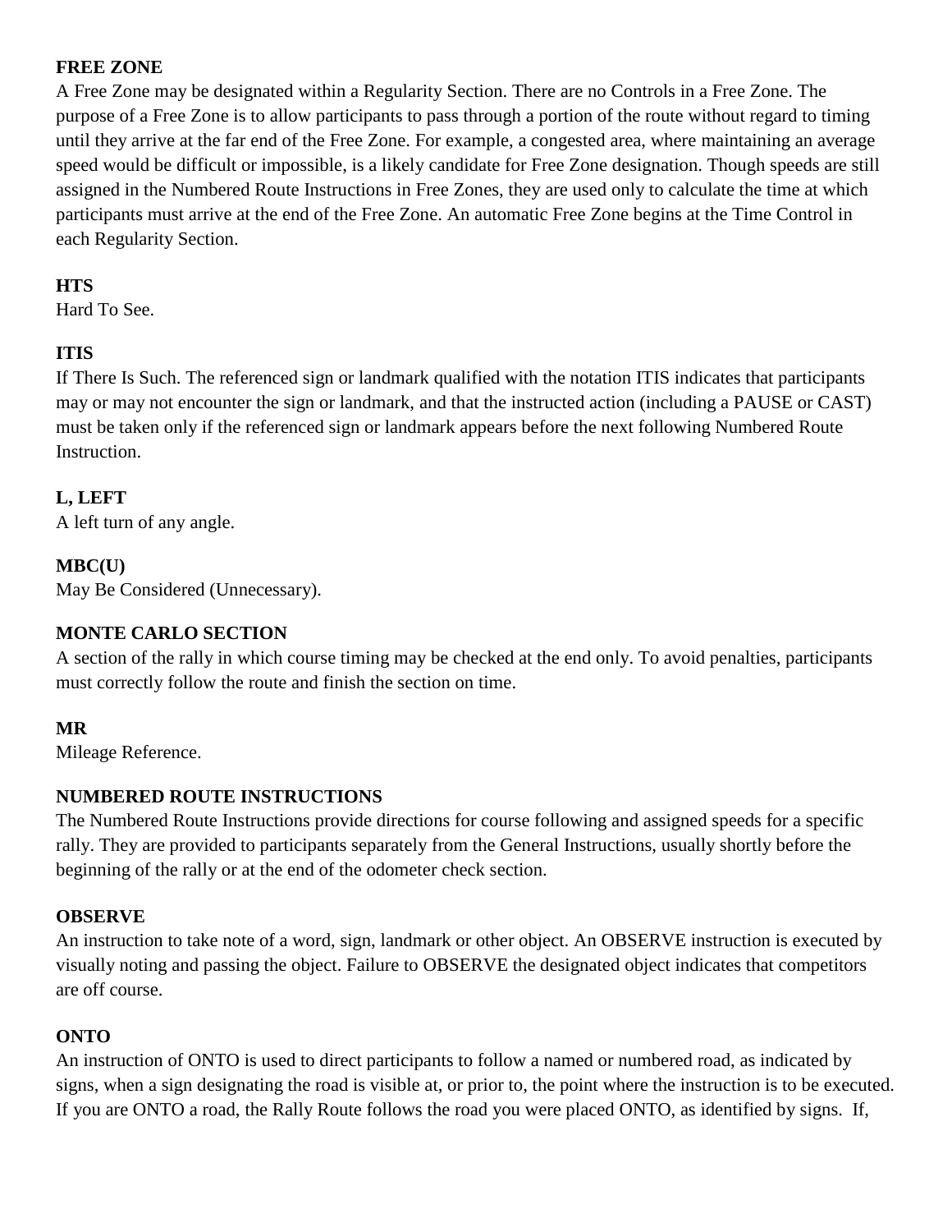**FREE ZONE**

A Free Zone may be designated within a Regularity Section. There are no Controls in a Free Zone. The purpose of a Free Zone is to allow participants to pass through a portion of the route without regard to timing until they arrive at the far end of the Free Zone. For example, a congested area, where maintaining an average speed would be difficult or impossible, is a likely candidate for Free Zone designation. Though speeds are still assigned in the Numbered Route Instructions in Free Zones, they are used only to calculate the time at which participants must arrive at the end of the Free Zone. An automatic Free Zone begins at the Time Control in each Regularity Section.

**HTS**

Hard To See.

**ITIS**

If There Is Such. The referenced sign or landmark qualified with the notation ITIS indicates that participants may or may not encounter the sign or landmark, and that the instructed action (including a PAUSE or CAST) must be taken only if the referenced sign or landmark appears before the next following Numbered Route Instruction.

**L, LEFT**

A left turn of any angle.

**MBC(U)**

May Be Considered (Unnecessary).

**MONTE CARLO SECTION**

A section of the rally in which course timing may be checked at the end only. To avoid penalties, participants must correctly follow the route and finish the section on time.

**MR**

Mileage Reference.

**NUMBERED ROUTE INSTRUCTIONS**

The Numbered Route Instructions provide directions for course following and assigned speeds for a specific rally. They are provided to participants separately from the General Instructions, usually shortly before the beginning of the rally or at the end of the odometer check section.

**OBSERVE**

An instruction to take note of a word, sign, landmark or other object. An OBSERVE instruction is executed by visually noting and passing the object. Failure to OBSERVE the designated object indicates that competitors are off course.

**ONTO**

An instruction of ONTO is used to direct participants to follow a named or numbered road, as indicated by signs, when a sign designating the road is visible at, or prior to, the point where the instruction is to be executed. If you are ONTO a road, the Rally Route follows the road you were placed ONTO, as identified by signs. If,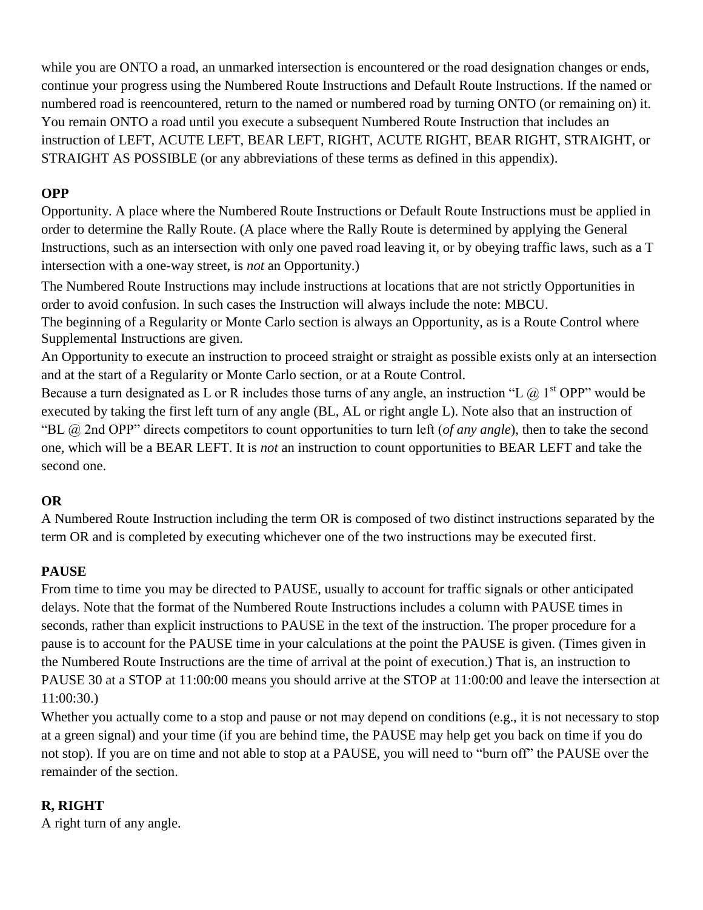while you are ONTO a road, an unmarked intersection is encountered or the road designation changes or ends, continue your progress using the Numbered Route Instructions and Default Route Instructions. If the named or numbered road is reencountered, return to the named or numbered road by turning ONTO (or remaining on) it. You remain ONTO a road until you execute a subsequent Numbered Route Instruction that includes an instruction of LEFT, ACUTE LEFT, BEAR LEFT, RIGHT, ACUTE RIGHT, BEAR RIGHT, STRAIGHT, or STRAIGHT AS POSSIBLE (or any abbreviations of these terms as defined in this appendix).

### OPP

Opportunity. A place where the Numbered Route Instructions or Default Route Instructions must be applied in order to determine the Rally Route. (A place where the Rally Route is determined by applying the General Instructions, such as an intersection with only one paved road leaving it, or by obeying traffic laws, such as a T intersection with a one-way street, is *not* an Opportunity.)

The Numbered Route Instructions may include instructions at locations that are not strictly Opportunities in order to avoid confusion. In such cases the Instruction will always include the note: MBCU.

The beginning of a Regularity or Monte Carlo section is always an Opportunity, as is a Route Control where Supplemental Instructions are given.

An Opportunity to execute an instruction to proceed straight or straight as possible exists only at an intersection and at the start of a Regularity or Monte Carlo section, or at a Route Control.

Because a turn designated as L or R includes those turns of any angle, an instruction "L @ 1st OPP" would be executed by taking the first left turn of any angle (BL, AL or right angle L). Note also that an instruction of "BL @ 2nd OPP" directs competitors to count opportunities to turn left (*of any angle*), then to take the second one, which will be a BEAR LEFT. It is *not* an instruction to count opportunities to BEAR LEFT and take the second one.

### OR

A Numbered Route Instruction including the term OR is composed of two distinct instructions separated by the term OR and is completed by executing whichever one of the two instructions may be executed first.

### PAUSE

From time to time you may be directed to PAUSE, usually to account for traffic signals or other anticipated delays. Note that the format of the Numbered Route Instructions includes a column with PAUSE times in seconds, rather than explicit instructions to PAUSE in the text of the instruction. The proper procedure for a pause is to account for the PAUSE time in your calculations at the point the PAUSE is given. (Times given in the Numbered Route Instructions are the time of arrival at the point of execution.) That is, an instruction to PAUSE 30 at a STOP at 11:00:00 means you should arrive at the STOP at 11:00:00 and leave the intersection at 11:00:30.)

Whether you actually come to a stop and pause or not may depend on conditions (e.g., it is not necessary to stop at a green signal) and your time (if you are behind time, the PAUSE may help get you back on time if you do not stop). If you are on time and not able to stop at a PAUSE, you will need to "burn off" the PAUSE over the remainder of the section.

### R, RIGHT

A right turn of any angle.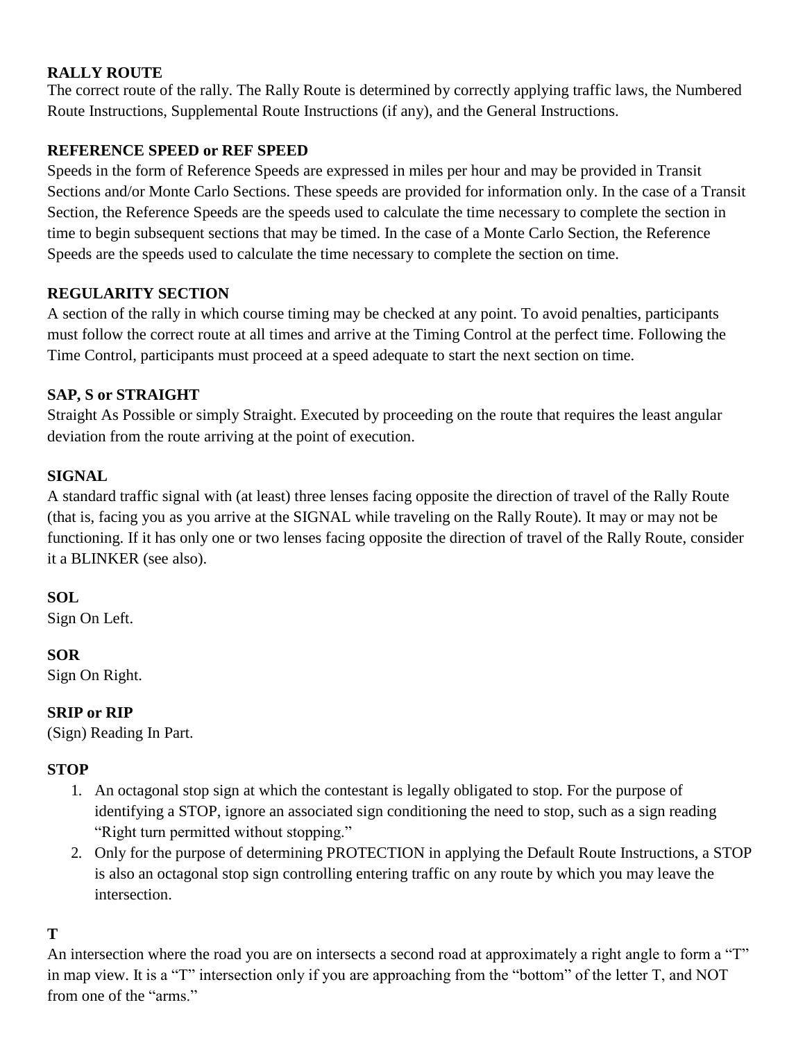**RALLY ROUTE**
The correct route of the rally. The Rally Route is determined by correctly applying traffic laws, the Numbered Route Instructions, Supplemental Route Instructions (if any), and the General Instructions.

**REFERENCE SPEED or REF SPEED**
Speeds in the form of Reference Speeds are expressed in miles per hour and may be provided in Transit Sections and/or Monte Carlo Sections. These speeds are provided for information only. In the case of a Transit Section, the Reference Speeds are the speeds used to calculate the time necessary to complete the section in time to begin subsequent sections that may be timed. In the case of a Monte Carlo Section, the Reference Speeds are the speeds used to calculate the time necessary to complete the section on time.

**REGULARITY SECTION**
A section of the rally in which course timing may be checked at any point. To avoid penalties, participants must follow the correct route at all times and arrive at the Timing Control at the perfect time. Following the Time Control, participants must proceed at a speed adequate to start the next section on time.

**SAP, S or STRAIGHT**
Straight As Possible or simply Straight. Executed by proceeding on the route that requires the least angular deviation from the route arriving at the point of execution.

**SIGNAL**
A standard traffic signal with (at least) three lenses facing opposite the direction of travel of the Rally Route (that is, facing you as you arrive at the SIGNAL while traveling on the Rally Route). It may or may not be functioning. If it has only one or two lenses facing opposite the direction of travel of the Rally Route, consider it a BLINKER (see also).

**SOL**
Sign On Left.

**SOR**
Sign On Right.

**SRIP or RIP**
(Sign) Reading In Part.

**STOP**

1. An octagonal stop sign at which the contestant is legally obligated to stop. For the purpose of identifying a STOP, ignore an associated sign conditioning the need to stop, such as a sign reading "Right turn permitted without stopping."
2. Only for the purpose of determining PROTECTION in applying the Default Route Instructions, a STOP is also an octagonal stop sign controlling entering traffic on any route by which you may leave the intersection.

**T**
An intersection where the road you are on intersects a second road at approximately a right angle to form a "T" in map view. It is a "T" intersection only if you are approaching from the "bottom" of the letter T, and NOT from one of the "arms."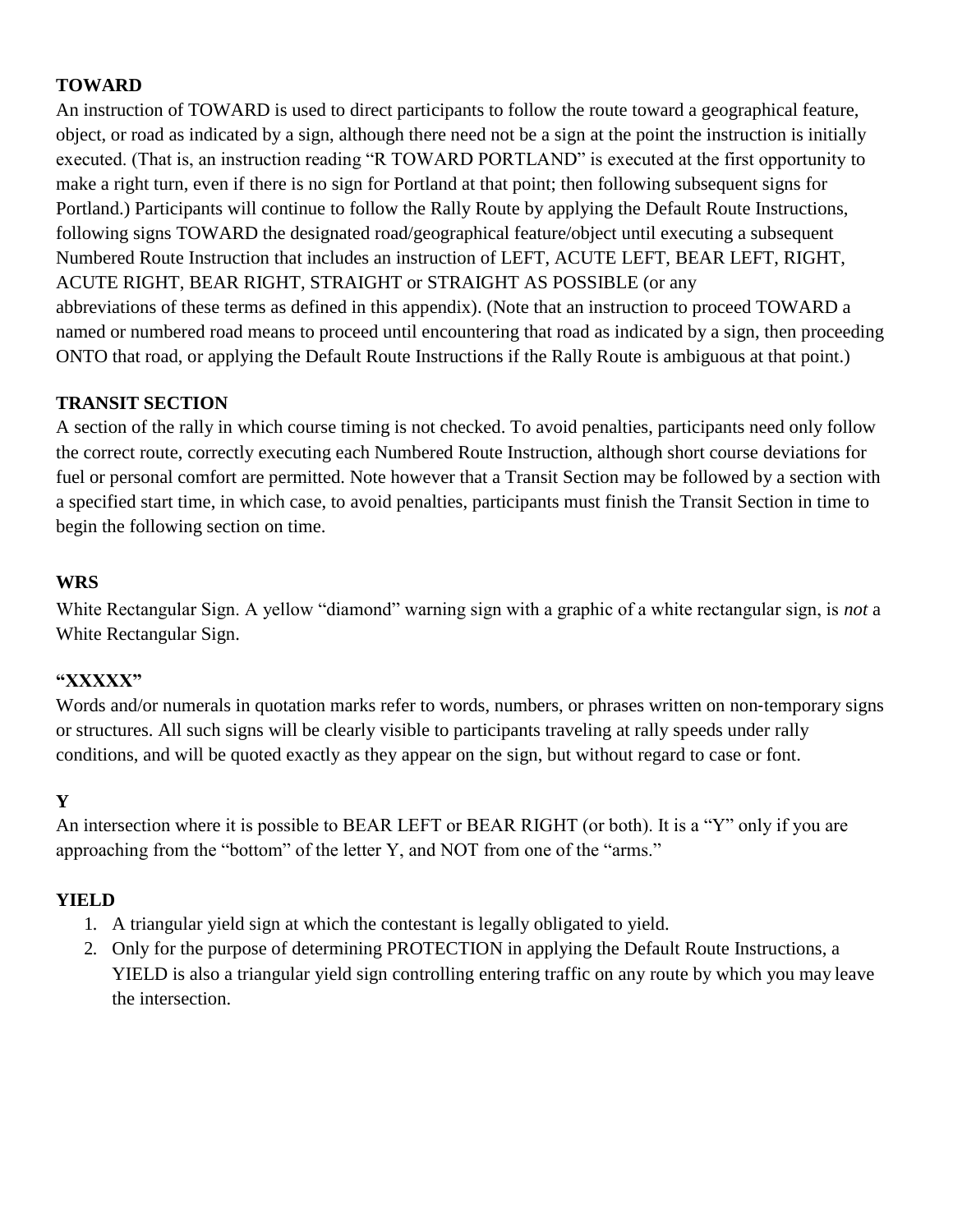**TOWARD**
An instruction of TOWARD is used to direct participants to follow the route toward a geographical feature, object, or road as indicated by a sign, although there need not be a sign at the point the instruction is initially executed. (That is, an instruction reading "R TOWARD PORTLAND" is executed at the first opportunity to make a right turn, even if there is no sign for Portland at that point; then following subsequent signs for Portland.) Participants will continue to follow the Rally Route by applying the Default Route Instructions, following signs TOWARD the designated road/geographical feature/object until executing a subsequent Numbered Route Instruction that includes an instruction of LEFT, ACUTE LEFT, BEAR LEFT, RIGHT, ACUTE RIGHT, BEAR RIGHT, STRAIGHT or STRAIGHT AS POSSIBLE (or any abbreviations of these terms as defined in this appendix). (Note that an instruction to proceed TOWARD a named or numbered road means to proceed until encountering that road as indicated by a sign, then proceeding ONTO that road, or applying the Default Route Instructions if the Rally Route is ambiguous at that point.)

**TRANSIT SECTION**
A section of the rally in which course timing is not checked. To avoid penalties, participants need only follow the correct route, correctly executing each Numbered Route Instruction, although short course deviations for fuel or personal comfort are permitted. Note however that a Transit Section may be followed by a section with a specified start time, in which case, to avoid penalties, participants must finish the Transit Section in time to begin the following section on time.

**WRS**
White Rectangular Sign. A yellow "diamond" warning sign with a graphic of a white rectangular sign, is *not* a White Rectangular Sign.

**"XXXXX"**
Words and/or numerals in quotation marks refer to words, numbers, or phrases written on non-temporary signs or structures. All such signs will be clearly visible to participants traveling at rally speeds under rally conditions, and will be quoted exactly as they appear on the sign, but without regard to case or font.

**Y**
An intersection where it is possible to BEAR LEFT or BEAR RIGHT (or both). It is a "Y" only if you are approaching from the "bottom" of the letter Y, and NOT from one of the "arms."

**YIELD**

1. A triangular yield sign at which the contestant is legally obligated to yield.
2. Only for the purpose of determining PROTECTION in applying the Default Route Instructions, a YIELD is also a triangular yield sign controlling entering traffic on any route by which you may leave the intersection.